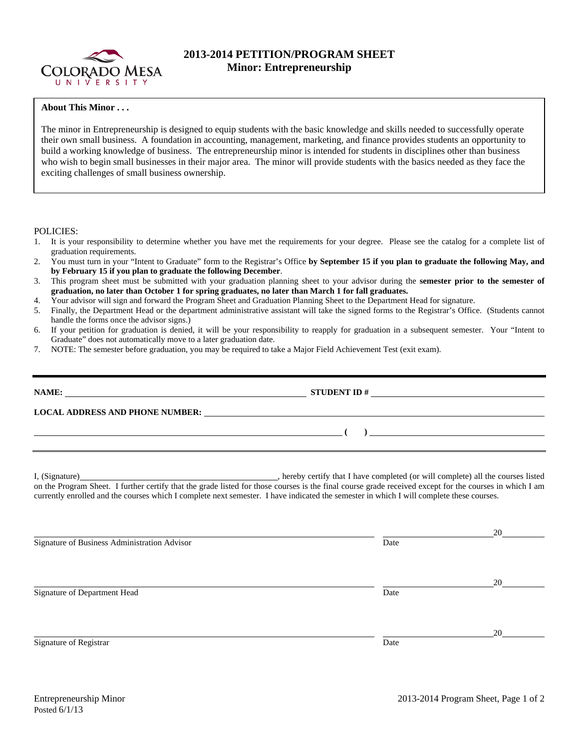# 2013-2014 PETITION/PROGRAM SHEET
## Minor: Entrepreneurship

**About This Minor . . .**

The minor in Entrepreneurship is designed to equip students with the basic knowledge and skills needed to successfully operate their own small business. A foundation in accounting, management, marketing, and finance provides students an opportunity to build a working knowledge of business. The entrepreneurship minor is intended for students in disciplines other than business who wish to begin small businesses in their major area. The minor will provide students with the basics needed as they face the exciting challenges of small business ownership.

POLICIES:

1. It is your responsibility to determine whether you have met the requirements for your degree. Please see the catalog for a complete list of graduation requirements.
2. You must turn in your "Intent to Graduate" form to the Registrar's Office **by September 15 if you plan to graduate the following May, and by February 15 if you plan to graduate the following December**.
3. This program sheet must be submitted with your graduation planning sheet to your advisor during the **semester prior to the semester of graduation, no later than October 1 for spring graduates, no later than March 1 for fall graduates.**
4. Your advisor will sign and forward the Program Sheet and Graduation Planning Sheet to the Department Head for signature.
5. Finally, the Department Head or the department administrative assistant will take the signed forms to the Registrar's Office. (Students cannot handle the forms once the advisor signs.)
6. If your petition for graduation is denied, it will be your responsibility to reapply for graduation in a subsequent semester. Your "Intent to Graduate" does not automatically move to a later graduation date.
7. NOTE: The semester before graduation, you may be required to take a Major Field Achievement Test (exit exam).

---

**NAME:** ______________________________ **STUDENT ID #** ______________________________

**LOCAL ADDRESS AND PHONE NUMBER:** ______________________________

______________________________ **( )** ______________________________

---

I, (Signature)______________________________, hereby certify that I have completed (or will complete) all the courses listed on the Program Sheet. I further certify that the grade listed for those courses is the final course grade received except for the courses in which I am currently enrolled and the courses which I complete next semester. I have indicated the semester in which I will complete these courses.

______________________________ ______________ 20______
Signature of Business Administration Advisor Date

______________________________ ______________ 20______
Signature of Department Head Date

______________________________ ______________ 20______
Signature of Registrar Date

Entrepreneurship Minor
Posted 6/1/13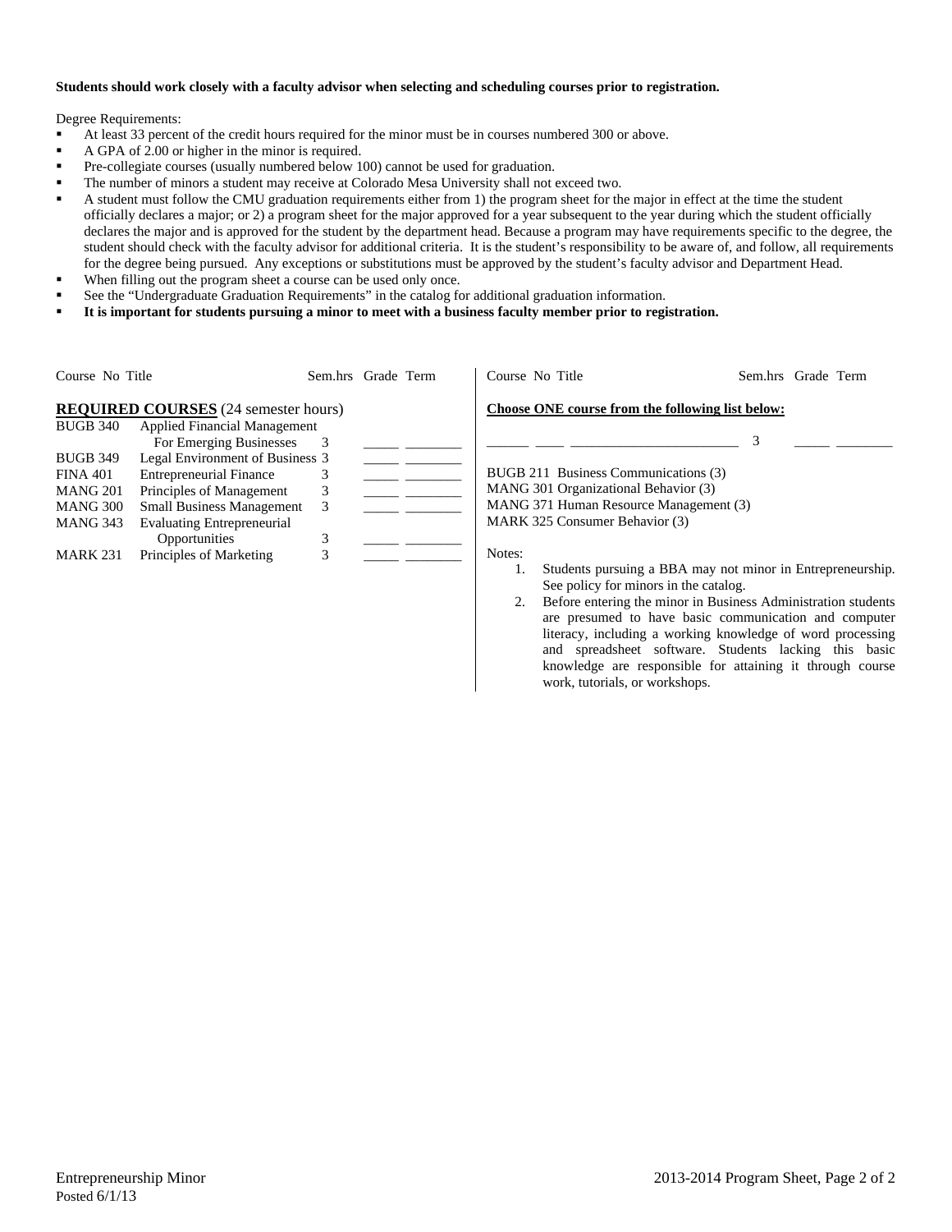**Students should work closely with a faculty advisor when selecting and scheduling courses prior to registration.**

Degree Requirements:

- At least 33 percent of the credit hours required for the minor must be in courses numbered 300 or above.
- A GPA of 2.00 or higher in the minor is required.
- Pre-collegiate courses (usually numbered below 100) cannot be used for graduation.
- The number of minors a student may receive at Colorado Mesa University shall not exceed two.
- A student must follow the CMU graduation requirements either from 1) the program sheet for the major in effect at the time the student officially declares a major; or 2) a program sheet for the major approved for a year subsequent to the year during which the student officially declares the major and is approved for the student by the department head. Because a program may have requirements specific to the degree, the student should check with the faculty advisor for additional criteria. It is the student's responsibility to be aware of, and follow, all requirements for the degree being pursued. Any exceptions or substitutions must be approved by the student's faculty advisor and Department Head.
- When filling out the program sheet a course can be used only once.
- See the "Undergraduate Graduation Requirements" in the catalog for additional graduation information.
- **It is important for students pursuing a minor to meet with a business faculty member prior to registration.**

**REQUIRED COURSES** (24 semester hours)

| Course No | Title | Sem.hrs | Grade | Term |
|---|---|---|---|---|
| BUGB 340 | Applied Financial Management For Emerging Businesses | 3 | _____ | ________ |
| BUGB 349 | Legal Environment of Business | 3 | _____ | ________ |
| FINA 401 | Entrepreneurial Finance | 3 | _____ | ________ |
| MANG 201 | Principles of Management | 3 | _____ | ________ |
| MANG 300 | Small Business Management | 3 | _____ | ________ |
| MANG 343 | Evaluating Entrepreneurial Opportunities | 3 | _____ | ________ |
| MARK 231 | Principles of Marketing | 3 | _____ | ________ |

**Choose ONE course from the following list below:**

| Course No | Title | Sem.hrs | Grade | Term |
|---|---|---|---|---|
| ______ ____ | ________________________ | 3 | _____ | ________ |

BUGB 211 Business Communications (3)
MANG 301 Organizational Behavior (3)
MANG 371 Human Resource Management (3)
MARK 325 Consumer Behavior (3)

Notes:

1. Students pursuing a BBA may not minor in Entrepreneurship. See policy for minors in the catalog.
2. Before entering the minor in Business Administration students are presumed to have basic communication and computer literacy, including a working knowledge of word processing and spreadsheet software. Students lacking this basic knowledge are responsible for attaining it through course work, tutorials, or workshops.